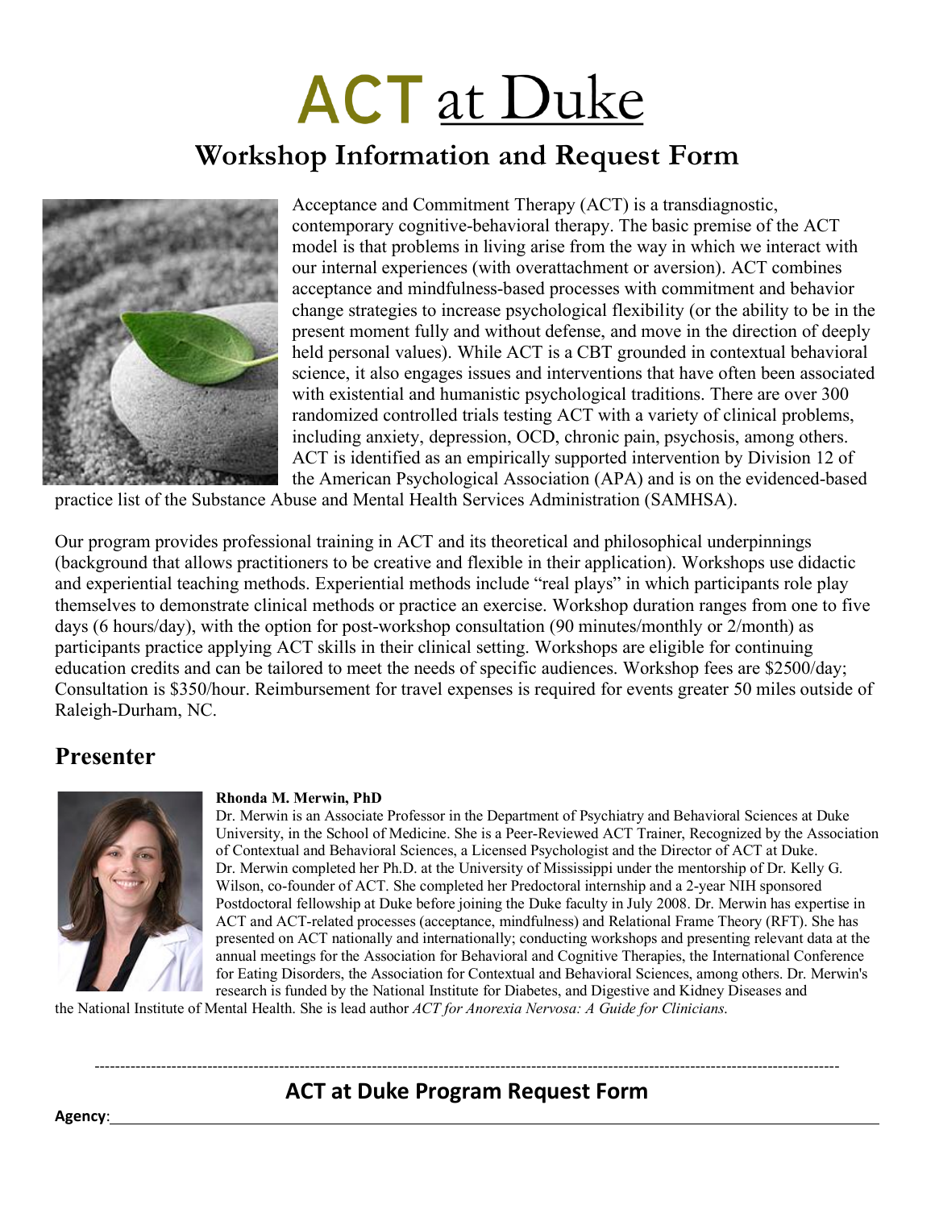# ACT at Duke

## Workshop Information and Request Form

Acceptance and Commitment Therapy (ACT) is a transdiagnostic, contemporary cognitive-behavioral therapy. The basic premise of the ACT model is that problems in living arise from the way in which we interact with our internal experiences (with overattachment or aversion). ACT combines acceptance and mindfulness-based processes with commitment and behavior change strategies to increase psychological flexibility (or the ability to be in the present moment fully and without defense, and move in the direction of deeply held personal values). While ACT is a CBT grounded in contextual behavioral science, it also engages issues and interventions that have often been associated with existential and humanistic psychological traditions. There are over 300 randomized controlled trials testing ACT with a variety of clinical problems, including anxiety, depression, OCD, chronic pain, psychosis, among others. ACT is identified as an empirically supported intervention by Division 12 of the American Psychological Association (APA) and is on the evidenced-based practice list of the Substance Abuse and Mental Health Services Administration (SAMHSA).

Our program provides professional training in ACT and its theoretical and philosophical underpinnings (background that allows practitioners to be creative and flexible in their application). Workshops use didactic and experiential teaching methods. Experiential methods include "real plays" in which participants role play themselves to demonstrate clinical methods or practice an exercise. Workshop duration ranges from one to five days (6 hours/day), with the option for post-workshop consultation (90 minutes/monthly or 2/month) as participants practice applying ACT skills in their clinical setting. Workshops are eligible for continuing education credits and can be tailored to meet the needs of specific audiences. Workshop fees are $2500/day; Consultation is $350/hour. Reimbursement for travel expenses is required for events greater 50 miles outside of Raleigh-Durham, NC.

## Presenter

**Rhonda M. Merwin, PhD**

Dr. Merwin is an Associate Professor in the Department of Psychiatry and Behavioral Sciences at Duke University, in the School of Medicine. She is a Peer-Reviewed ACT Trainer, Recognized by the Association of Contextual and Behavioral Sciences, a Licensed Psychologist and the Director of ACT at Duke. Dr. Merwin completed her Ph.D. at the University of Mississippi under the mentorship of Dr. Kelly G. Wilson, co-founder of ACT. She completed her Predoctoral internship and a 2-year NIH sponsored Postdoctoral fellowship at Duke before joining the Duke faculty in July 2008. Dr. Merwin has expertise in ACT and ACT-related processes (acceptance, mindfulness) and Relational Frame Theory (RFT). She has presented on ACT nationally and internationally; conducting workshops and presenting relevant data at the annual meetings for the Association for Behavioral and Cognitive Therapies, the International Conference for Eating Disorders, the Association for Contextual and Behavioral Sciences, among others. Dr. Merwin's research is funded by the National Institute for Diabetes, and Digestive and Kidney Diseases and the National Institute of Mental Health. She is lead author *ACT for Anorexia Nervosa: A Guide for Clinicians.*

---

## ACT at Duke Program Request Form

**Agency**: ______________________________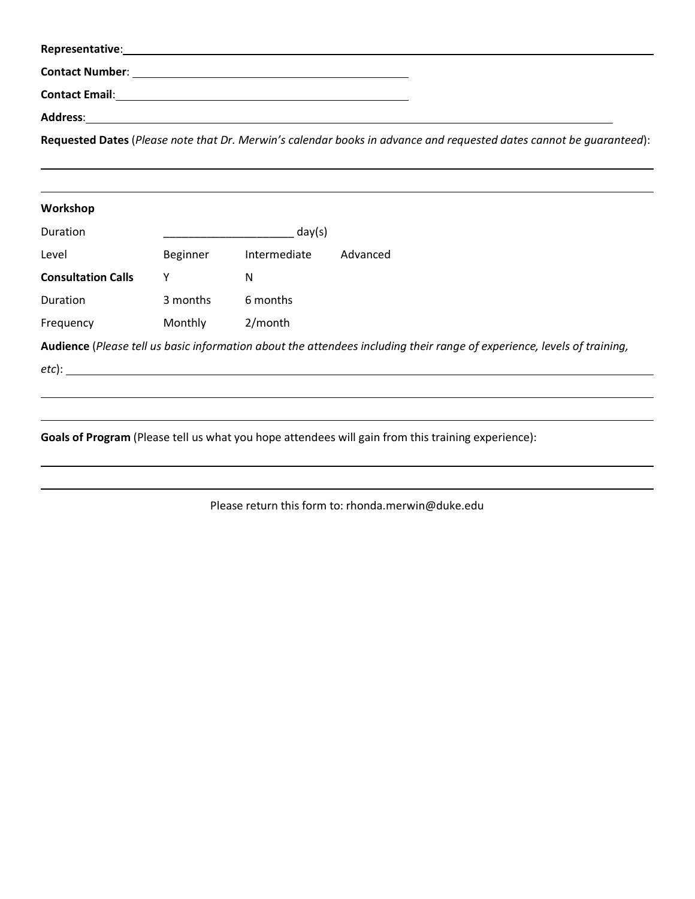**Representative**: ____________________________________________

**Contact Number**: ____________________________________________

**Contact Email**: ____________________________________________

**Address**: ____________________________________________

**Requested Dates** (*Please note that Dr. Merwin's calendar books in advance and requested dates cannot be guaranteed*):

____________________________________________

____________________________________________

| | | | |
|---|---|---|---|
| **Workshop** | | | |
| Duration | _____________________ day(s) | | |
| Level | Beginner | Intermediate | Advanced |
| **Consultation Calls** | Y | N | |
| Duration | 3 months | 6 months | |
| Frequency | Monthly | 2/month | |

**Audience** (*Please tell us basic information about the attendees including their range of experience, levels of training, etc*): ____________________________________________

____________________________________________

____________________________________________

**Goals of Program** (Please tell us what you hope attendees will gain from this training experience):

____________________________________________

____________________________________________

Please return this form to: rhonda.merwin@duke.edu